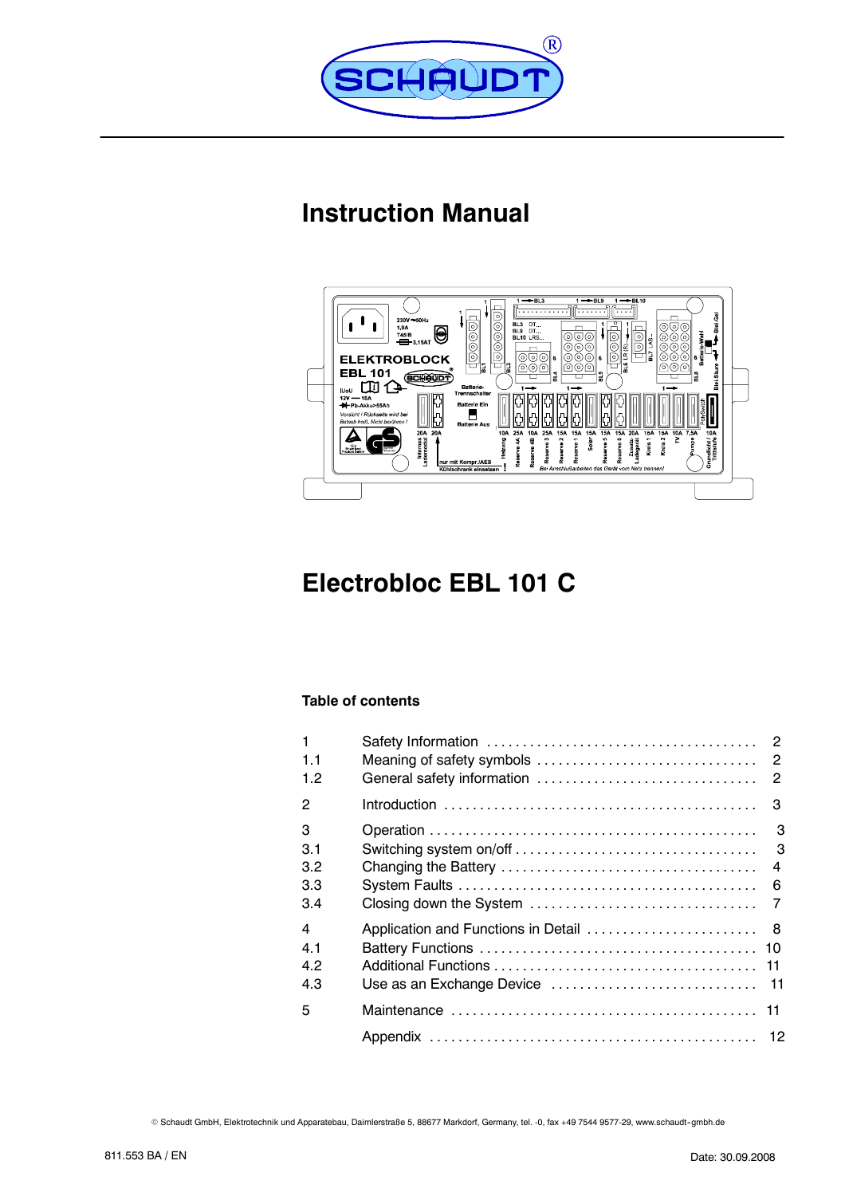# Instruction Manual

# Electrobloc EBL 101 C

### Table of contents

| | | |
|---|---|---|
| 1 | Safety Information | 2 |
| 1.1 | Meaning of safety symbols | 2 |
| 1.2 | General safety information | 2 |
| 2 | Introduction | 3 |
| 3 | Operation | 3 |
| 3.1 | Switching system on/off | 3 |
| 3.2 | Changing the Battery | 4 |
| 3.3 | System Faults | 6 |
| 3.4 | Closing down the System | 7 |
| 4 | Application and Functions in Detail | 8 |
| 4.1 | Battery Functions | 10 |
| 4.2 | Additional Functions | 11 |
| 4.3 | Use as an Exchange Device | 11 |
| 5 | Maintenance | 11 |
| | Appendix | 12 |

© Schaudt GmbH, Elektrotechnik und Apparatebau, Daimlerstraße 5, 88677 Markdorf, Germany, tel. -0, fax +49 7544 9577-29, www.schaudt-gmbh.de

811.553 BA / EN

Date: 30.09.2008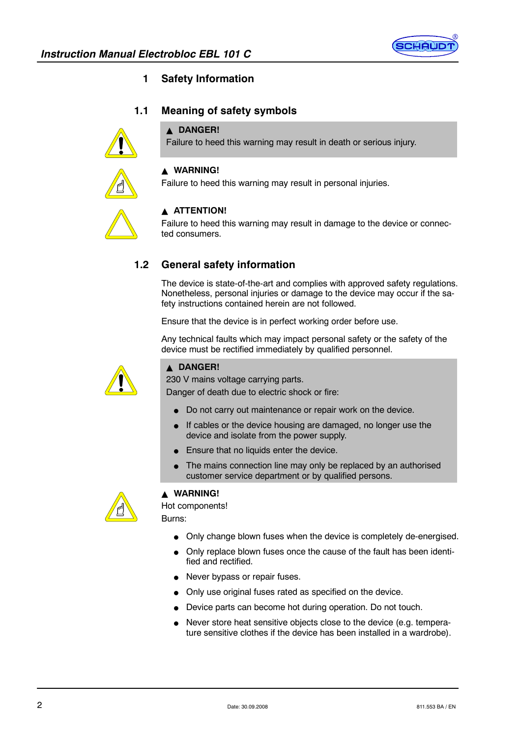# 1 Safety Information

## 1.1 Meaning of safety symbols

▲ **DANGER!**
Failure to heed this warning may result in death or serious injury.

▲ **WARNING!**
Failure to heed this warning may result in personal injuries.

▲ **ATTENTION!**
Failure to heed this warning may result in damage to the device or connected consumers.

## 1.2 General safety information

The device is state-of-the-art and complies with approved safety regulations. Nonetheless, personal injuries or damage to the device may occur if the safety instructions contained herein are not followed.

Ensure that the device is in perfect working order before use.

Any technical faults which may impact personal safety or the safety of the device must be rectified immediately by qualified personnel.

▲ **DANGER!**
230 V mains voltage carrying parts.
Danger of death due to electric shock or fire:

- Do not carry out maintenance or repair work on the device.
- If cables or the device housing are damaged, no longer use the device and isolate from the power supply.
- Ensure that no liquids enter the device.
- The mains connection line may only be replaced by an authorised customer service department or by qualified persons.

▲ **WARNING!**
Hot components!
Burns:

- Only change blown fuses when the device is completely de-energised.
- Only replace blown fuses once the cause of the fault has been identified and rectified.
- Never bypass or repair fuses.
- Only use original fuses rated as specified on the device.
- Device parts can become hot during operation. Do not touch.
- Never store heat sensitive objects close to the device (e.g. temperature sensitive clothes if the device has been installed in a wardrobe).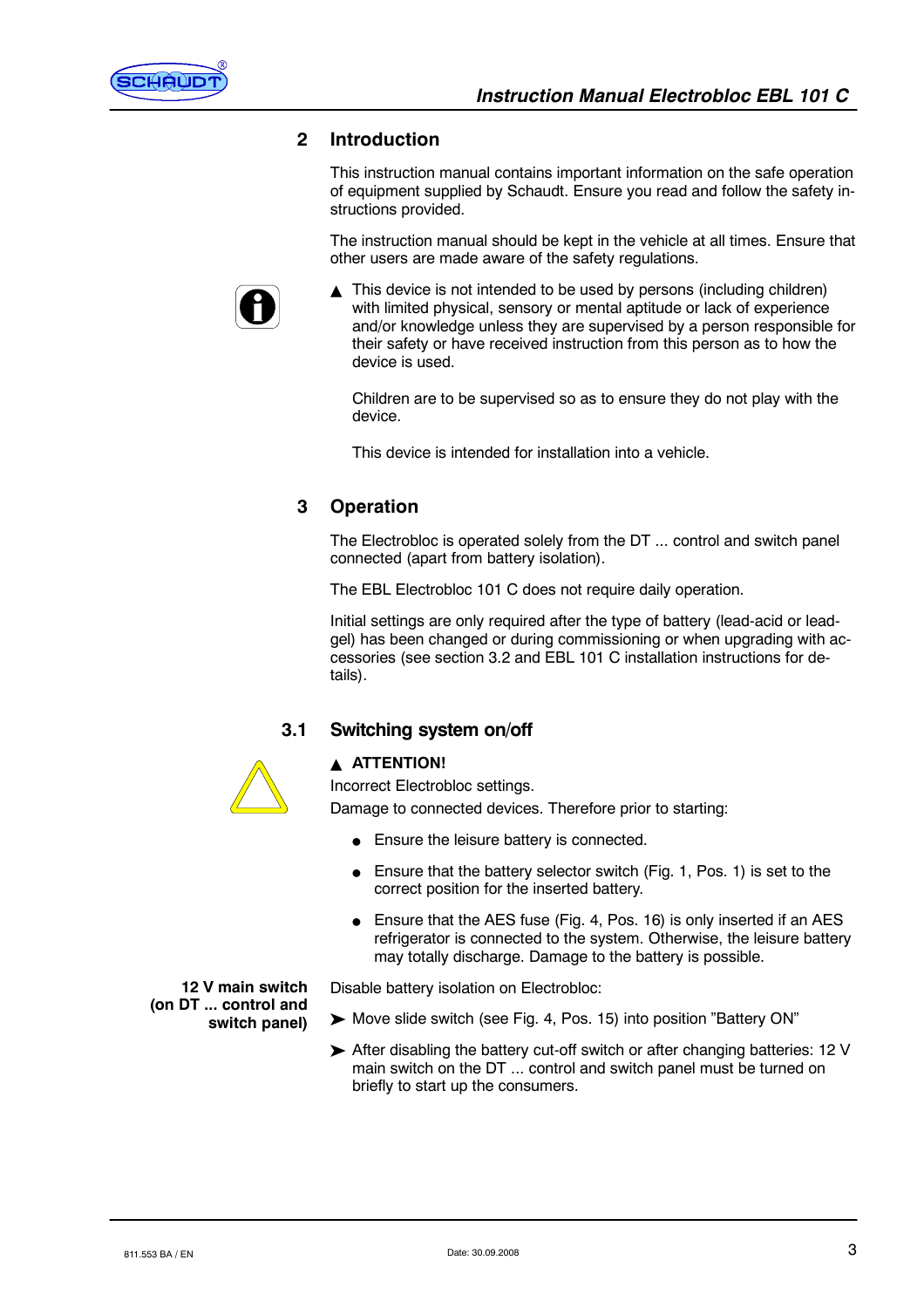## 2 Introduction

This instruction manual contains important information on the safe operation of equipment supplied by Schaudt. Ensure you read and follow the safety instructions provided.

The instruction manual should be kept in the vehicle at all times. Ensure that other users are made aware of the safety regulations.

▲ This device is not intended to be used by persons (including children) with limited physical, sensory or mental aptitude or lack of experience and/or knowledge unless they are supervised by a person responsible for their safety or have received instruction from this person as to how the device is used.

Children are to be supervised so as to ensure they do not play with the device.

This device is intended for installation into a vehicle.

## 3 Operation

The Electrobloc is operated solely from the DT ... control and switch panel connected (apart from battery isolation).

The EBL Electrobloc 101 C does not require daily operation.

Initial settings are only required after the type of battery (lead-acid or lead-gel) has been changed or during commissioning or when upgrading with accessories (see section 3.2 and EBL 101 C installation instructions for details).

### 3.1 Switching system on/off

▲ **ATTENTION!**

Incorrect Electrobloc settings.
Damage to connected devices. Therefore prior to starting:

- Ensure the leisure battery is connected.
- Ensure that the battery selector switch (Fig. 1, Pos. 1) is set to the correct position for the inserted battery.
- Ensure that the AES fuse (Fig. 4, Pos. 16) is only inserted if an AES refrigerator is connected to the system. Otherwise, the leisure battery may totally discharge. Damage to the battery is possible.

**12 V main switch (on DT ... control and switch panel)**

Disable battery isolation on Electrobloc:

➤ Move slide switch (see Fig. 4, Pos. 15) into position "Battery ON"

➤ After disabling the battery cut-off switch or after changing batteries: 12 V main switch on the DT ... control and switch panel must be turned on briefly to start up the consumers.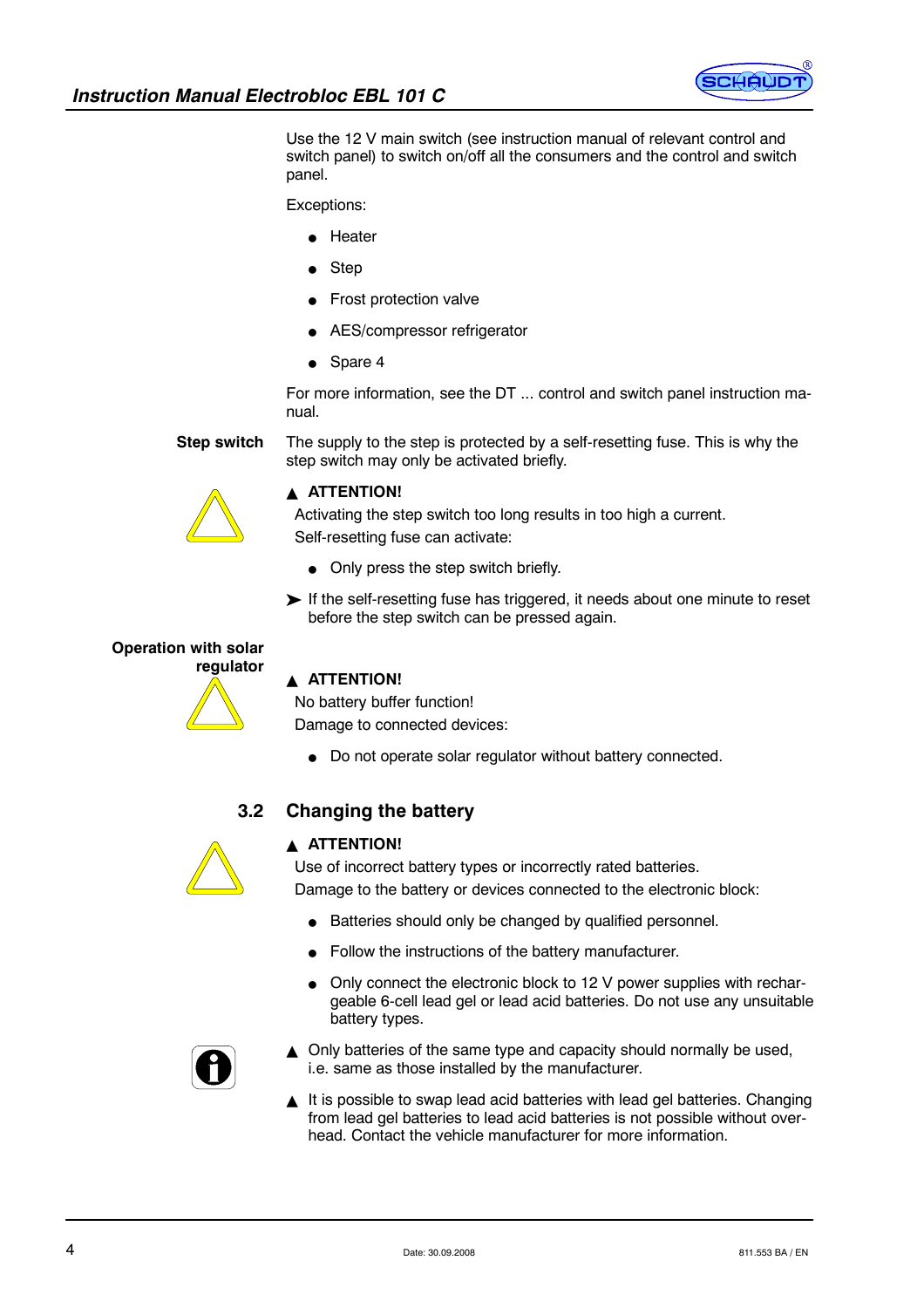Use the 12 V main switch (see instruction manual of relevant control and switch panel) to switch on/off all the consumers and the control and switch panel.

Exceptions:

- Heater
- Step
- Frost protection valve
- AES/compressor refrigerator
- Spare 4

For more information, see the DT ... control and switch panel instruction manual.

**Step switch**

The supply to the step is protected by a self-resetting fuse. This is why the step switch may only be activated briefly.

▲ **ATTENTION!**

Activating the step switch too long results in too high a current.

Self-resetting fuse can activate:

- Only press the step switch briefly.

➤ If the self-resetting fuse has triggered, it needs about one minute to reset before the step switch can be pressed again.

**Operation with solar regulator**

▲ **ATTENTION!**

No battery buffer function!

Damage to connected devices:

- Do not operate solar regulator without battery connected.

## 3.2 Changing the battery

▲ **ATTENTION!**

Use of incorrect battery types or incorrectly rated batteries.

Damage to the battery or devices connected to the electronic block:

- Batteries should only be changed by qualified personnel.
- Follow the instructions of the battery manufacturer.
- Only connect the electronic block to 12 V power supplies with rechargeable 6-cell lead gel or lead acid batteries. Do not use any unsuitable battery types.

▲ Only batteries of the same type and capacity should normally be used, i.e. same as those installed by the manufacturer.

▲ It is possible to swap lead acid batteries with lead gel batteries. Changing from lead gel batteries to lead acid batteries is not possible without overhead. Contact the vehicle manufacturer for more information.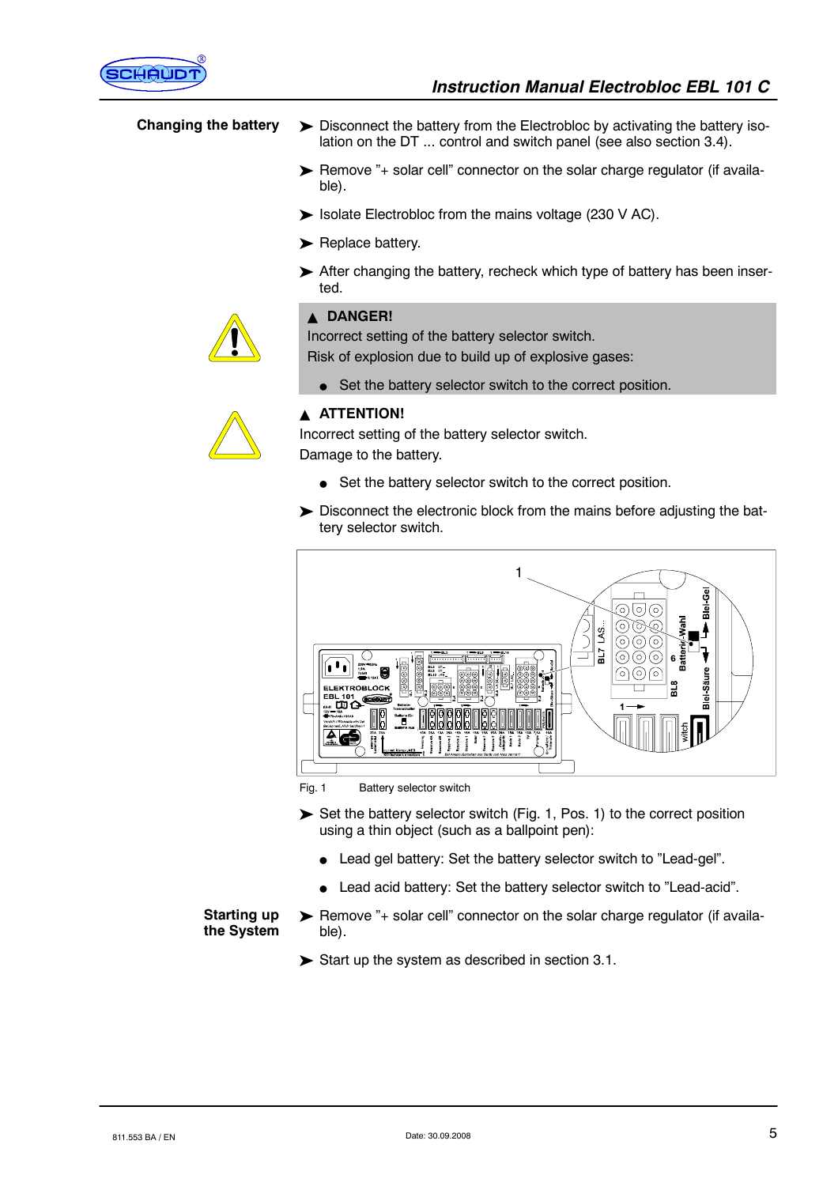## Changing the battery

- Disconnect the battery from the Electrobloc by activating the battery isolation on the DT ... control and switch panel (see also section 3.4).
- Remove "+ solar cell" connector on the solar charge regulator (if available).
- Isolate Electrobloc from the mains voltage (230 V AC).
- Replace battery.
- After changing the battery, recheck which type of battery has been inserted.

> ▲ **DANGER!**
> Incorrect setting of the battery selector switch.
> Risk of explosion due to build up of explosive gases:
>
> - Set the battery selector switch to the correct position.

▲ **ATTENTION!**
Incorrect setting of the battery selector switch.
Damage to the battery.

- Set the battery selector switch to the correct position.

- Disconnect the electronic block from the mains before adjusting the battery selector switch.

Fig. 1 Battery selector switch

- Set the battery selector switch (Fig. 1, Pos. 1) to the correct position using a thin object (such as a ballpoint pen):
  - Lead gel battery: Set the battery selector switch to "Lead-gel".
  - Lead acid battery: Set the battery selector switch to "Lead-acid".

## Starting up the System

- Remove "+ solar cell" connector on the solar charge regulator (if available).
- Start up the system as described in section 3.1.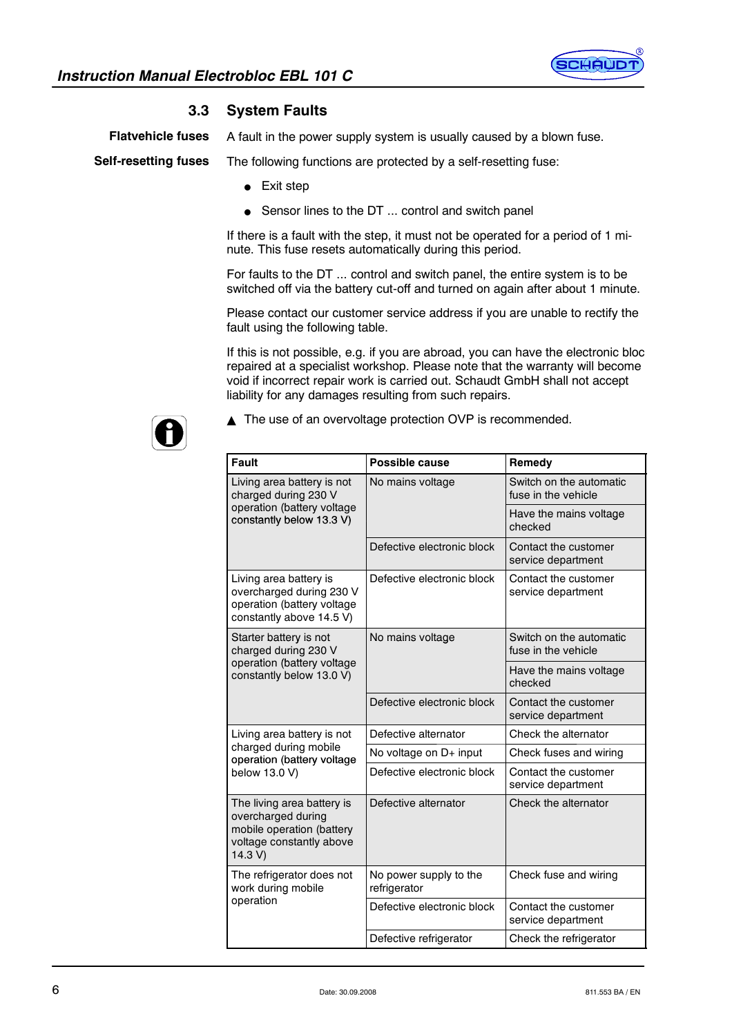## 3.3 System Faults

**Flatvehicle fuses**

A fault in the power supply system is usually caused by a blown fuse.

**Self-resetting fuses**

The following functions are protected by a self-resetting fuse:

- Exit step
- Sensor lines to the DT ... control and switch panel

If there is a fault with the step, it must not be operated for a period of 1 minute. This fuse resets automatically during this period.

For faults to the DT ... control and switch panel, the entire system is to be switched off via the battery cut-off and turned on again after about 1 minute.

Please contact our customer service address if you are unable to rectify the fault using the following table.

If this is not possible, e.g. if you are abroad, you can have the electronic bloc repaired at a specialist workshop. Please note that the warranty will become void if incorrect repair work is carried out. Schaudt GmbH shall not accept liability for any damages resulting from such repairs.

▲ The use of an overvoltage protection OVP is recommended.

| Fault | Possible cause | Remedy |
|---|---|---|
| Living area battery is not charged during 230 V operation (battery voltage constantly below 13.3 V) | No mains voltage | Switch on the automatic fuse in the vehicle |
| | | Have the mains voltage checked |
| | Defective electronic block | Contact the customer service department |
| Living area battery is overcharged during 230 V operation (battery voltage constantly above 14.5 V) | Defective electronic block | Contact the customer service department |
| Starter battery is not charged during 230 V operation (battery voltage constantly below 13.0 V) | No mains voltage | Switch on the automatic fuse in the vehicle |
| | | Have the mains voltage checked |
| | Defective electronic block | Contact the customer service department |
| Living area battery is not charged during mobile operation (battery voltage below 13.0 V) | Defective alternator | Check the alternator |
| | No voltage on D+ input | Check fuses and wiring |
| | Defective electronic block | Contact the customer service department |
| The living area battery is overcharged during mobile operation (battery voltage constantly above 14.3 V) | Defective alternator | Check the alternator |
| The refrigerator does not work during mobile operation | No power supply to the refrigerator | Check fuse and wiring |
| | Defective electronic block | Contact the customer service department |
| | Defective refrigerator | Check the refrigerator |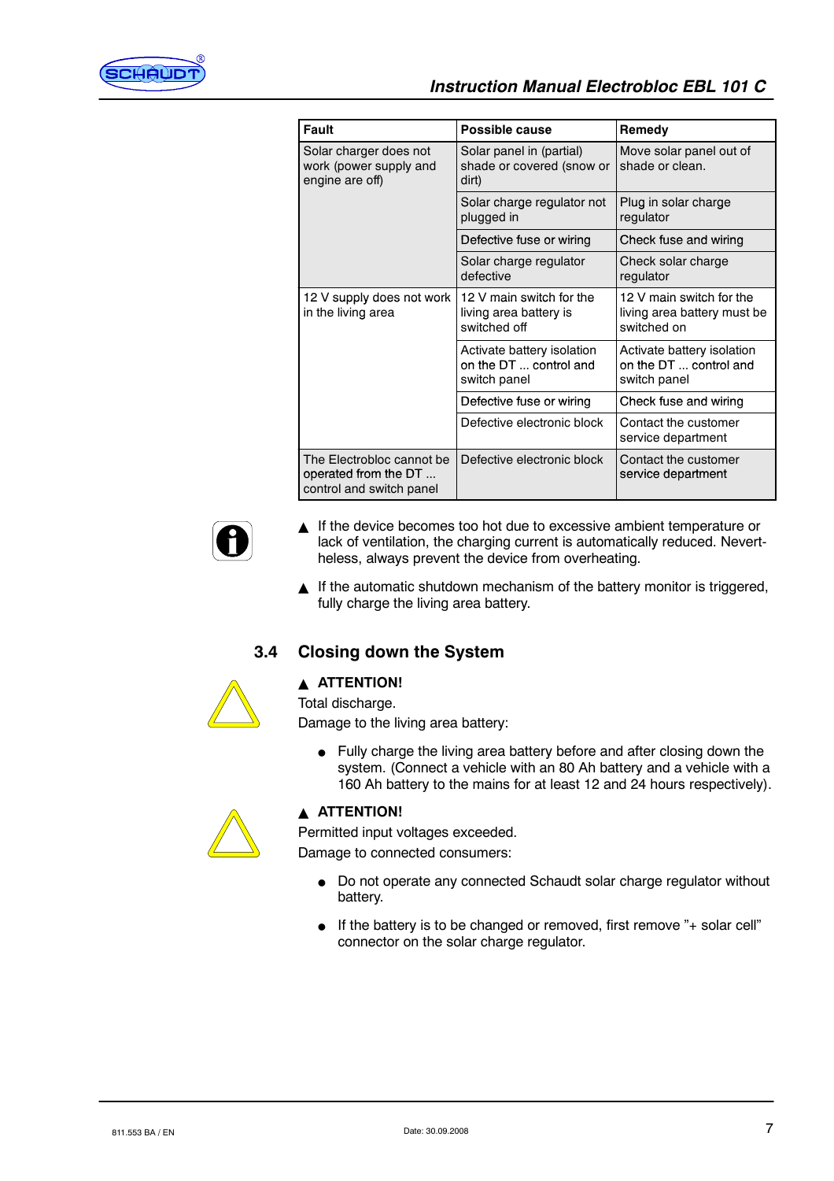| Fault | Possible cause | Remedy |
|---|---|---|
| Solar charger does not work (power supply and engine are off) | Solar panel in (partial) shade or covered (snow or dirt) | Move solar panel out of shade or clean. |
| | Solar charge regulator not plugged in | Plug in solar charge regulator |
| | Defective fuse or wiring | Check fuse and wiring |
| | Solar charge regulator defective | Check solar charge regulator |
| 12 V supply does not work in the living area | 12 V main switch for the living area battery is switched off | 12 V main switch for the living area battery must be switched on |
| | Activate battery isolation on the DT ... control and switch panel | Activate battery isolation on the DT ... control and switch panel |
| | Defective fuse or wiring | Check fuse and wiring |
| | Defective electronic block | Contact the customer service department |
| The Electrobloc cannot be operated from the DT ... control and switch panel | Defective electronic block | Contact the customer service department |

- ▲ If the device becomes too hot due to excessive ambient temperature or lack of ventilation, the charging current is automatically reduced. Nevertheless, always prevent the device from overheating.
- ▲ If the automatic shutdown mechanism of the battery monitor is triggered, fully charge the living area battery.

## 3.4 Closing down the System

**▲ ATTENTION!**

Total discharge.

Damage to the living area battery:

- Fully charge the living area battery before and after closing down the system. (Connect a vehicle with an 80 Ah battery and a vehicle with a 160 Ah battery to the mains for at least 12 and 24 hours respectively).

**▲ ATTENTION!**

Permitted input voltages exceeded.

Damage to connected consumers:

- Do not operate any connected Schaudt solar charge regulator without battery.
- If the battery is to be changed or removed, first remove "+ solar cell" connector on the solar charge regulator.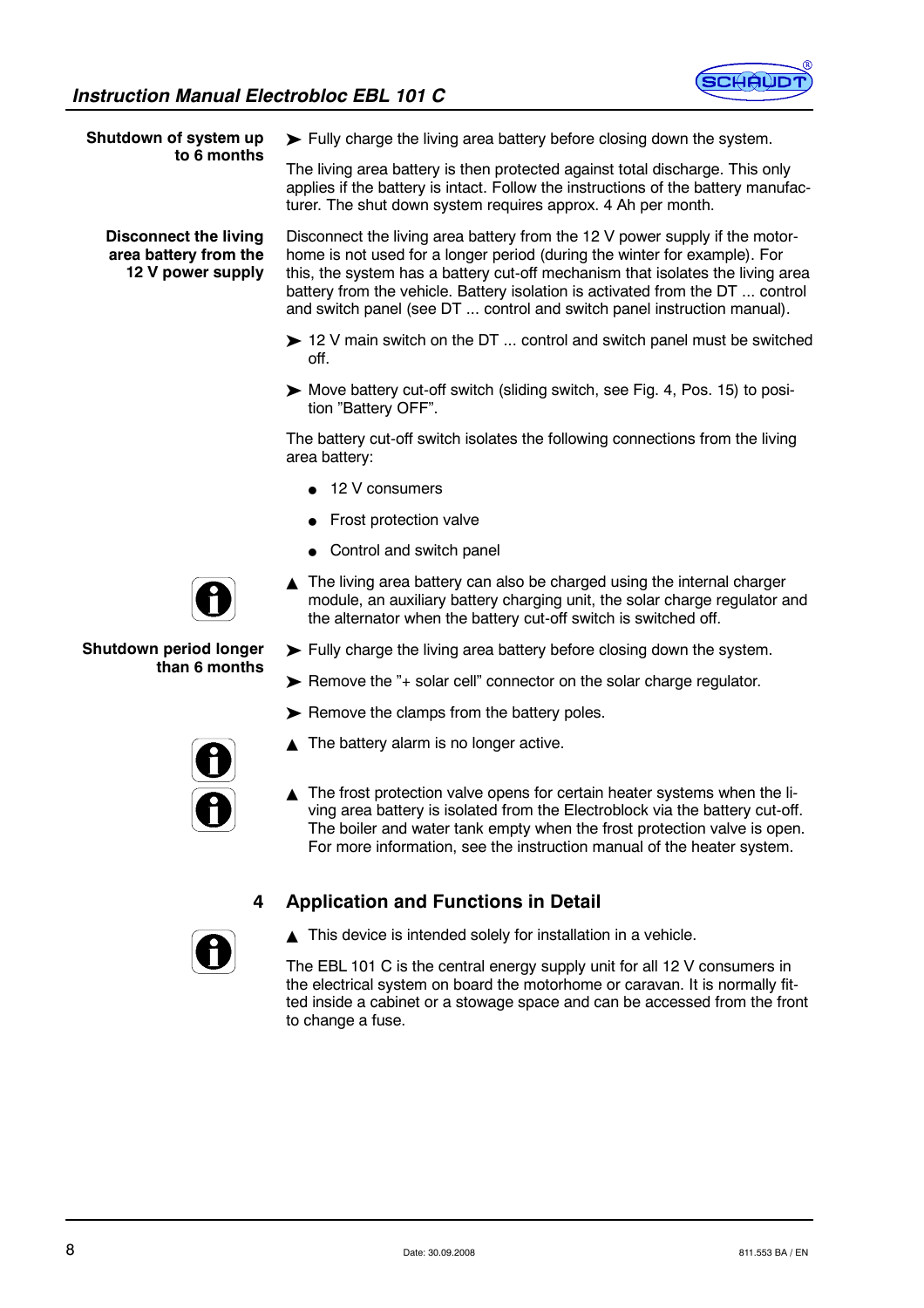**Shutdown of system up to 6 months**

➤ Fully charge the living area battery before closing down the system.

The living area battery is then protected against total discharge. This only applies if the battery is intact. Follow the instructions of the battery manufacturer. The shut down system requires approx. 4 Ah per month.

**Disconnect the living area battery from the 12 V power supply**

Disconnect the living area battery from the 12 V power supply if the motorhome is not used for a longer period (during the winter for example). For this, the system has a battery cut-off mechanism that isolates the living area battery from the vehicle. Battery isolation is activated from the DT ... control and switch panel (see DT ... control and switch panel instruction manual).

➤ 12 V main switch on the DT ... control and switch panel must be switched off.

➤ Move battery cut-off switch (sliding switch, see Fig. 4, Pos. 15) to position "Battery OFF".

The battery cut-off switch isolates the following connections from the living area battery:

- 12 V consumers
- Frost protection valve
- Control and switch panel

▲ The living area battery can also be charged using the internal charger module, an auxiliary battery charging unit, the solar charge regulator and the alternator when the battery cut-off switch is switched off.

**Shutdown period longer than 6 months**

➤ Fully charge the living area battery before closing down the system.

➤ Remove the "+ solar cell" connector on the solar charge regulator.

➤ Remove the clamps from the battery poles.

▲ The battery alarm is no longer active.

▲ The frost protection valve opens for certain heater systems when the living area battery is isolated from the Electroblock via the battery cut-off. The boiler and water tank empty when the frost protection valve is open. For more information, see the instruction manual of the heater system.

## 4 Application and Functions in Detail

▲ This device is intended solely for installation in a vehicle.

The EBL 101 C is the central energy supply unit for all 12 V consumers in the electrical system on board the motorhome or caravan. It is normally fitted inside a cabinet or a stowage space and can be accessed from the front to change a fuse.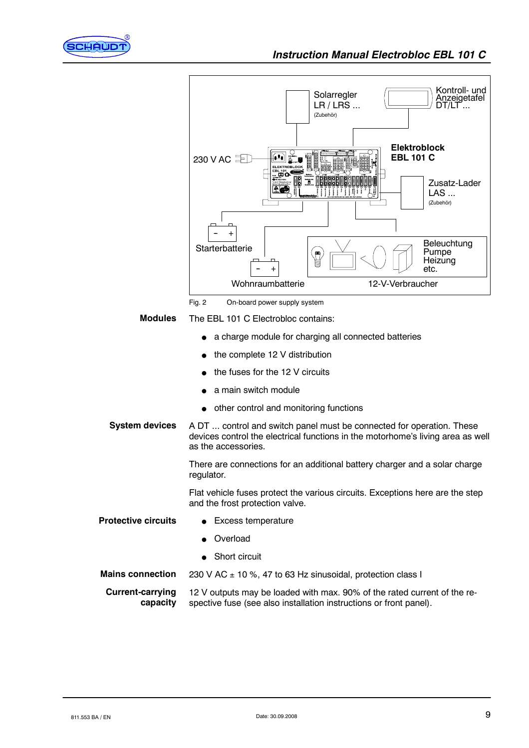Solarregler LR / LRS ... (Zubehör)

Kontroll- und Anzeigetafel DT/LT ...

230 V AC

Elektroblock EBL 101 C

Zusatz-Lader LAS ... (Zubehör)

Starterbatterie

Wohnraumbatterie

Beleuchtung Pumpe Heizung etc.

12-V-Verbraucher

Fig. 2 On-board power supply system

**Modules**

The EBL 101 C Electrobloc contains:

- a charge module for charging all connected batteries
- the complete 12 V distribution
- the fuses for the 12 V circuits
- a main switch module
- other control and monitoring functions

**System devices**

A DT ... control and switch panel must be connected for operation. These devices control the electrical functions in the motorhome's living area as well as the accessories.

There are connections for an additional battery charger and a solar charge regulator.

Flat vehicle fuses protect the various circuits. Exceptions here are the step and the frost protection valve.

**Protective circuits**

- Excess temperature
- Overload
- Short circuit

**Mains connection**

230 V AC ± 10 %, 47 to 63 Hz sinusoidal, protection class I

**Current-carrying capacity**

12 V outputs may be loaded with max. 90% of the rated current of the respective fuse (see also installation instructions or front panel).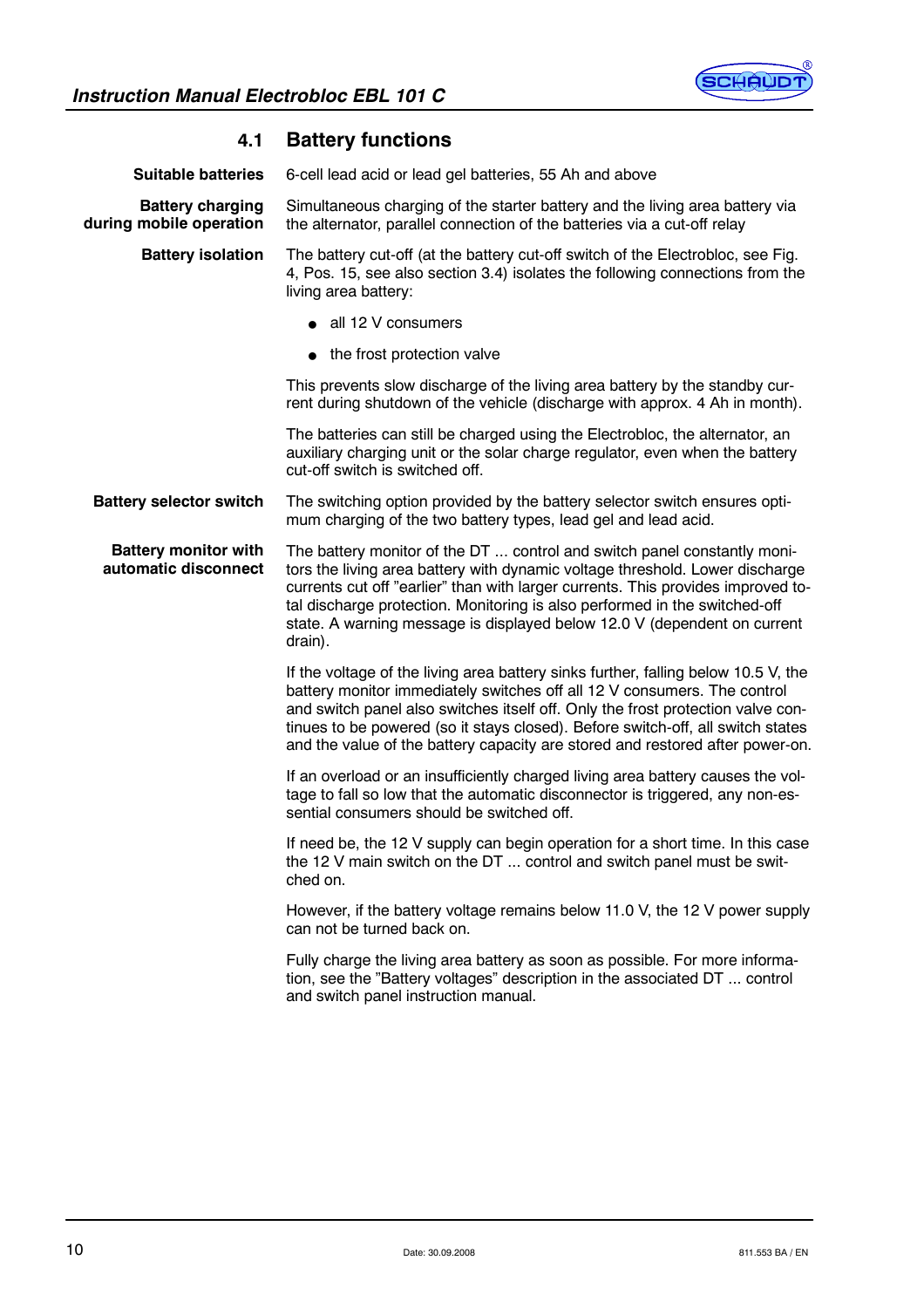## 4.1 Battery functions

**Suitable batteries**

6-cell lead acid or lead gel batteries, 55 Ah and above

**Battery charging during mobile operation**

Simultaneous charging of the starter battery and the living area battery via the alternator, parallel connection of the batteries via a cut-off relay

**Battery isolation**

The battery cut-off (at the battery cut-off switch of the Electrobloc, see Fig. 4, Pos. 15, see also section 3.4) isolates the following connections from the living area battery:

- all 12 V consumers
- the frost protection valve

This prevents slow discharge of the living area battery by the standby current during shutdown of the vehicle (discharge with approx. 4 Ah in month).

The batteries can still be charged using the Electrobloc, the alternator, an auxiliary charging unit or the solar charge regulator, even when the battery cut-off switch is switched off.

**Battery selector switch**

The switching option provided by the battery selector switch ensures optimum charging of the two battery types, lead gel and lead acid.

**Battery monitor with automatic disconnect**

The battery monitor of the DT ... control and switch panel constantly monitors the living area battery with dynamic voltage threshold. Lower discharge currents cut off "earlier" than with larger currents. This provides improved total discharge protection. Monitoring is also performed in the switched-off state. A warning message is displayed below 12.0 V (dependent on current drain).

If the voltage of the living area battery sinks further, falling below 10.5 V, the battery monitor immediately switches off all 12 V consumers. The control and switch panel also switches itself off. Only the frost protection valve continues to be powered (so it stays closed). Before switch-off, all switch states and the value of the battery capacity are stored and restored after power-on.

If an overload or an insufficiently charged living area battery causes the voltage to fall so low that the automatic disconnector is triggered, any non-essential consumers should be switched off.

If need be, the 12 V supply can begin operation for a short time. In this case the 12 V main switch on the DT ... control and switch panel must be switched on.

However, if the battery voltage remains below 11.0 V, the 12 V power supply can not be turned back on.

Fully charge the living area battery as soon as possible. For more information, see the "Battery voltages" description in the associated DT ... control and switch panel instruction manual.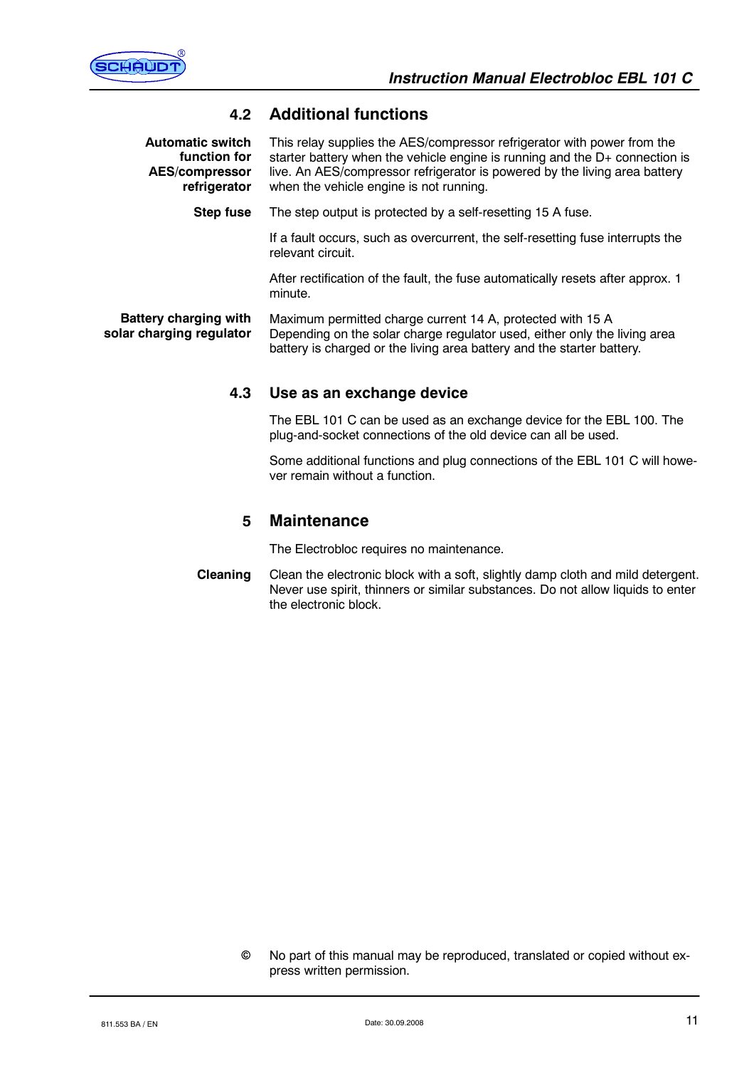## 4.2 Additional functions

**Automatic switch function for AES/compressor refrigerator**

This relay supplies the AES/compressor refrigerator with power from the starter battery when the vehicle engine is running and the D+ connection is live. An AES/compressor refrigerator is powered by the living area battery when the vehicle engine is not running.

**Step fuse**

The step output is protected by a self-resetting 15 A fuse.

If a fault occurs, such as overcurrent, the self-resetting fuse interrupts the relevant circuit.

After rectification of the fault, the fuse automatically resets after approx. 1 minute.

**Battery charging with solar charging regulator**

Maximum permitted charge current 14 A, protected with 15 A
Depending on the solar charge regulator used, either only the living area battery is charged or the living area battery and the starter battery.

## 4.3 Use as an exchange device

The EBL 101 C can be used as an exchange device for the EBL 100. The plug-and-socket connections of the old device can all be used.

Some additional functions and plug connections of the EBL 101 C will however remain without a function.

# 5 Maintenance

The Electrobloc requires no maintenance.

**Cleaning**

Clean the electronic block with a soft, slightly damp cloth and mild detergent. Never use spirit, thinners or similar substances. Do not allow liquids to enter the electronic block.

© No part of this manual may be reproduced, translated or copied without express written permission.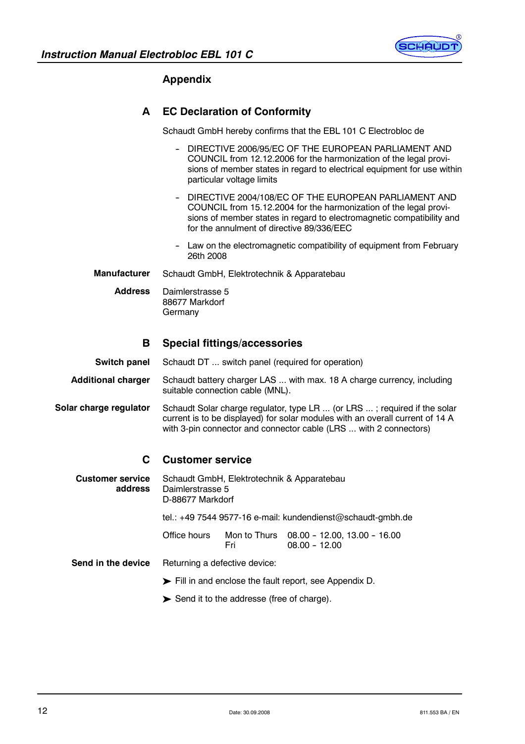# Appendix

## A EC Declaration of Conformity

Schaudt GmbH hereby confirms that the EBL 101 C Electrobloc de

- DIRECTIVE 2006/95/EC OF THE EUROPEAN PARLIAMENT AND COUNCIL from 12.12.2006 for the harmonization of the legal provisions of member states in regard to electrical equipment for use within particular voltage limits
- DIRECTIVE 2004/108/EC OF THE EUROPEAN PARLIAMENT AND COUNCIL from 15.12.2004 for the harmonization of the legal provisions of member states in regard to electromagnetic compatibility and for the annulment of directive 89/336/EEC
- Law on the electromagnetic compatibility of equipment from February 26th 2008

**Manufacturer** Schaudt GmbH, Elektrotechnik & Apparatebau

**Address** Daimlerstrasse 5
88677 Markdorf
Germany

## B Special fittings/accessories

**Switch panel** Schaudt DT ... switch panel (required for operation)

**Additional charger** Schaudt battery charger LAS ... with max. 18 A charge currency, including suitable connection cable (MNL).

**Solar charge regulator** Schaudt Solar charge regulator, type LR ... (or LRS ... ; required if the solar current is to be displayed) for solar modules with an overall current of 14 A with 3-pin connector and connector cable (LRS ... with 2 connectors)

## C Customer service

**Customer service address** Schaudt GmbH, Elektrotechnik & Apparatebau
Daimlerstrasse 5
D-88677 Markdorf

tel.: +49 7544 9577-16 e-mail: kundendienst@schaudt-gmbh.de

| Office hours | Mon to Thurs | 08.00 – 12.00, 13.00 – 16.00 |
|---|---|---|
| | Fri | 08.00 – 12.00 |

**Send in the device** Returning a defective device:

➤ Fill in and enclose the fault report, see Appendix D.

➤ Send it to the addresse (free of charge).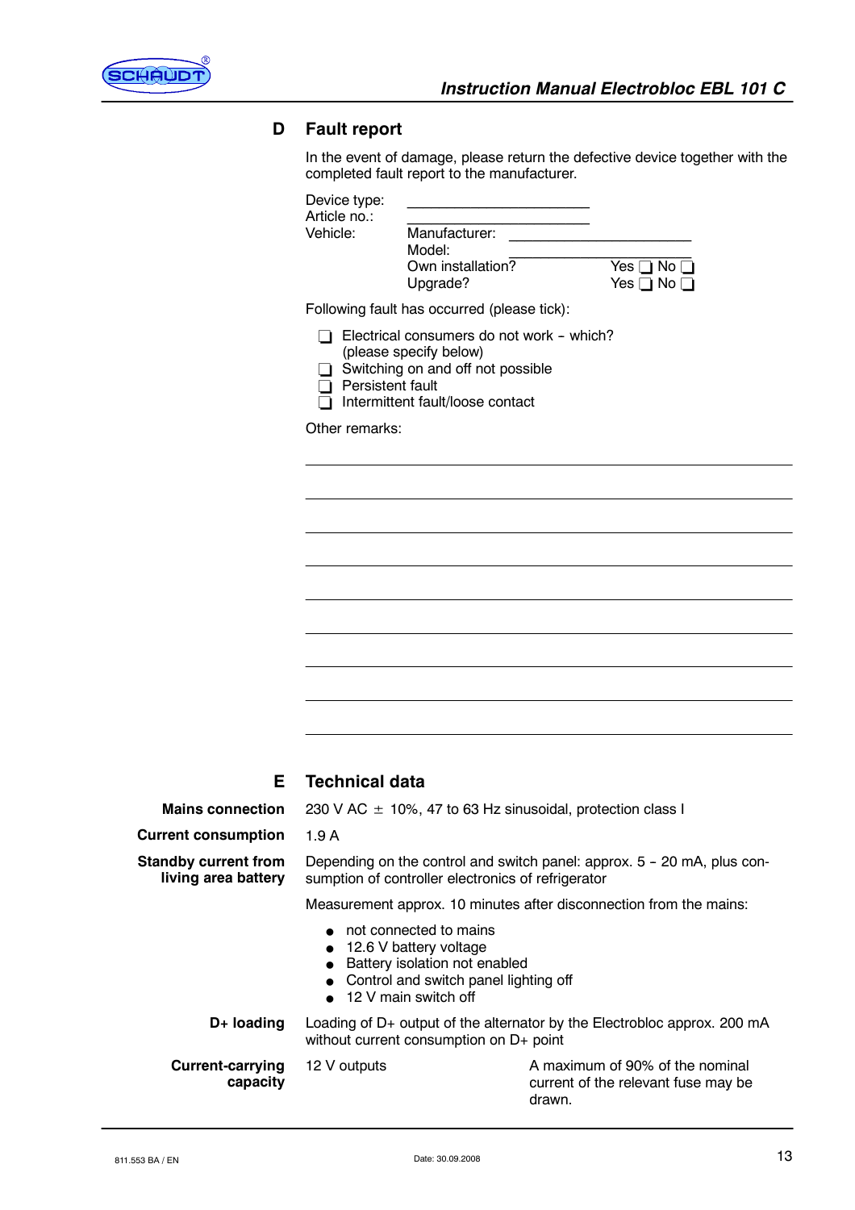## D Fault report

In the event of damage, please return the defective device together with the completed fault report to the manufacturer.

Device type: ______________________

Article no.: ______________________

Vehicle:
- Manufacturer: ______________________
- Model: ______________________
- Own installation? Yes ❑ No ❑
- Upgrade? Yes ❑ No ❑

Following fault has occurred (please tick):

- ❑ Electrical consumers do not work – which? (please specify below)
- ❑ Switching on and off not possible
- ❑ Persistent fault
- ❑ Intermittent fault/loose contact

Other remarks:

______________________________________________________________

______________________________________________________________

______________________________________________________________

______________________________________________________________

______________________________________________________________

______________________________________________________________

______________________________________________________________

______________________________________________________________

______________________________________________________________

## E Technical data

**Mains connection**

230 V AC ± 10%, 47 to 63 Hz sinusoidal, protection class I

**Current consumption**

1.9 A

**Standby current from living area battery**

Depending on the control and switch panel: approx. 5 – 20 mA, plus consumption of controller electronics of refrigerator

Measurement approx. 10 minutes after disconnection from the mains:

- not connected to mains
- 12.6 V battery voltage
- Battery isolation not enabled
- Control and switch panel lighting off
- 12 V main switch off

**D+ loading**

Loading of D+ output of the alternator by the Electrobloc approx. 200 mA without current consumption on D+ point

**Current-carrying capacity**

| 12 V outputs | A maximum of 90% of the nominal current of the relevant fuse may be drawn. |
|---|---|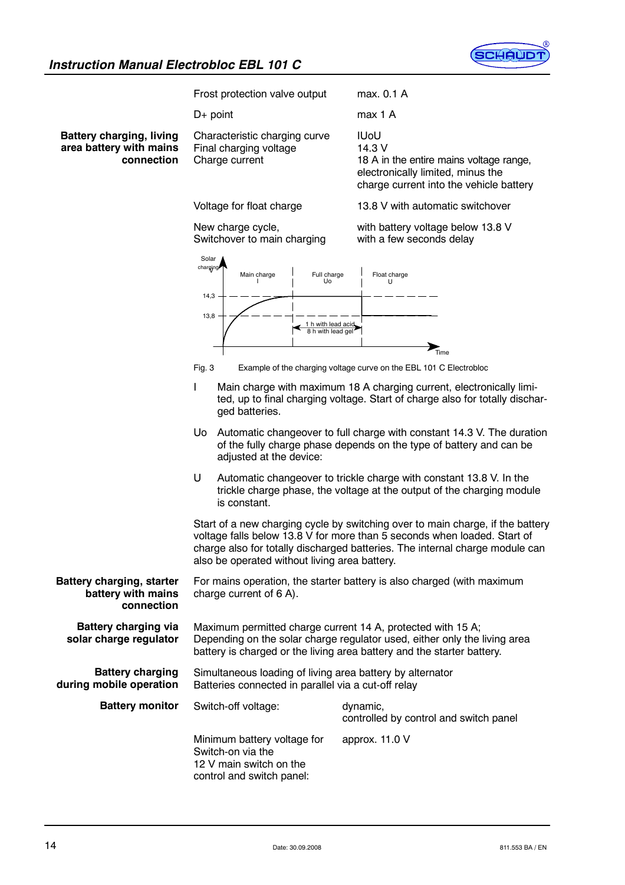| | | |
|---|---|---|
| | Frost protection valve output | max. 0.1 A |
| | D+ point | max 1 A |
| **Battery charging, living area battery with mains connection** | Characteristic charging curve<br>Final charging voltage<br>Charge current | IUoU<br>14.3 V<br>18 A in the entire mains voltage range, electronically limited, minus the charge current into the vehicle battery |
| | Voltage for float charge | 13.8 V with automatic switchover |
| | New charge cycle,<br>Switchover to main charging | with battery voltage below 13.8 V<br>with a few seconds delay |

Fig. 3 Example of the charging voltage curve on the EBL 101 C Electrobloc

I Main charge with maximum 18 A charging current, electronically limited, up to final charging voltage. Start of charge also for totally discharged batteries.

Uo Automatic changeover to full charge with constant 14.3 V. The duration of the fully charge phase depends on the type of battery and can be adjusted at the device:

U Automatic changeover to trickle charge with constant 13.8 V. In the trickle charge phase, the voltage at the output of the charging module is constant.

Start of a new charging cycle by switching over to main charge, if the battery voltage falls below 13.8 V for more than 5 seconds when loaded. Start of charge also for totally discharged batteries. The internal charge module can also be operated without living area battery.

| | |
|---|---|
| **Battery charging, starter battery with mains connection** | For mains operation, the starter battery is also charged (with maximum charge current of 6 A). |
| **Battery charging via solar charge regulator** | Maximum permitted charge current 14 A, protected with 15 A;<br>Depending on the solar charge regulator used, either only the living area battery is charged or the living area battery and the starter battery. |
| **Battery charging during mobile operation** | Simultaneous loading of living area battery by alternator<br>Batteries connected in parallel via a cut-off relay |

| | | |
|---|---|---|
| **Battery monitor** | Switch-off voltage: | dynamic,<br>controlled by control and switch panel |
| | Minimum battery voltage for Switch-on via the 12 V main switch on the control and switch panel: | approx. 11.0 V |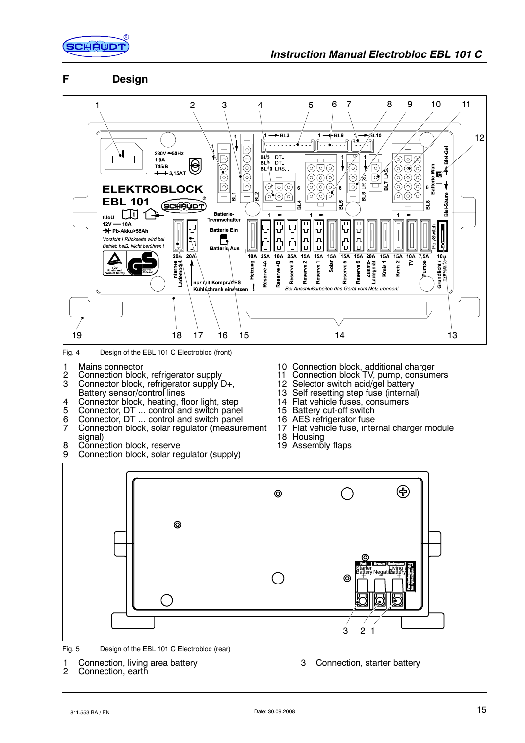## F Design

Fig. 4 Design of the EBL 101 C Electrobloc (front)

1 Mains connector
2 Connection block, refrigerator supply
3 Connector block, refrigerator supply D+, Battery sensor/control lines
4 Connector block, heating, floor light, step
5 Connector, DT ... control and switch panel
6 Connector, DT ... control and switch panel
7 Connection block, solar regulator (measurement signal)
8 Connection block, reserve
9 Connection block, solar regulator (supply)
10 Connection block, additional charger
11 Connection block TV, pump, consumers
12 Selector switch acid/gel battery
13 Self resetting step fuse (internal)
14 Flat vehicle fuses, consumers
15 Battery cut-off switch
16 AES refrigerator fuse
17 Flat vehicle fuse, internal charger module
18 Housing
19 Assembly flaps

Fig. 5 Design of the EBL 101 C Electrobloc (rear)

1 Connection, living area battery
2 Connection, earth
3 Connection, starter battery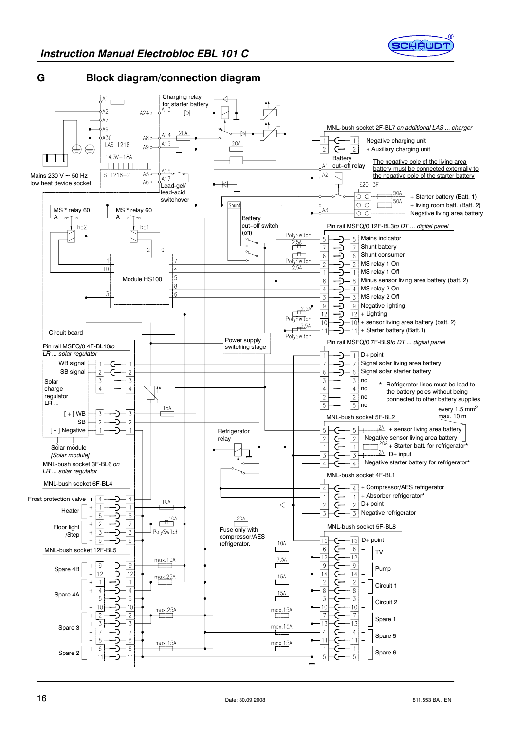## G Block diagram/connection diagram

A1
A2
A7
A9
A30
LAS 1218
14,3V–18A
S 1218–2
A24
A8
A9
A5
A6
A14
20A
A15
A16
A17
Charging relay for starter battery
A13
20A

Mains 230 V ~ 50 Hz low heat device socket

Lead-gel/ lead-acid switchover

MS * relay 60 A
RE2
MS * relay 60 A
RE1

Module HS100

2 9 1 10 3 7 4 5 8 6

Shunt

Battery cut-off switch (off)

PolySwitch 2,5A
PolySwitch 2,5A
2,5A PolySwitch
2,5A PolySwitch

Circuit board

Power supply switching stage

MNL-bush socket 2F-BL7 *on additional LAS ... charger*

1 Negative charging unit
2 + Auxiliary charging unit

Battery cut-off relay
A1
A2

The negative pole of the living area battery must be connected externally to the negative pole of the starter battery

E20–3F
50A + Starter battery (Batt. 1)
50A + living room batt. (Batt. 2)
A3 Negative living area battery

Pin rail MSFQ/0 12F-BL3*to DT ... digital panel*

5 Mains indicator
7 Shunt battery
6 Shunt consumer
2 MS relay 1 On
1 MS relay 1 Off
8 Minus sensor living area battery (batt. 2)
4 MS relay 2 On
3 MS relay 2 Off
9 Negative lighting
12 + Lighting
10 + sensor living area battery (batt. 2)
11 + Starter battery (Batt.1)

Pin rail MSFQ/0 7F-BL9*to DT ... digital panel*

1 D+ point
7 Signal solar living area battery
6 Signal solar starter battery
3 nc
4 nc
2 nc
5 nc

\* Refrigerator lines must be lead to the battery poles without being connected to other battery supplies

every 1.5 mm$^2$ max. 10 m

Pin rail MSFQ/0 4F-BL10*to LR ... solar regulator*

Solar charge regulator LR ...
1 WB signal
2 SB signal
3
4

15A

3 [ + ] WB
2 SB
1 [ - ] Negative

Solar module *[Solar module]*

MNL-bush socket 3F-BL6 *on LR ... solar regulator*

Refrigerator relay

MNL-bush socket 5F-BL2

5 2A + sensor living area battery
2 Negative sensor living area battery
1 20A + Starter batt. for refrigerator*
3 2A D+ input
4 Negative starter battery for refrigerator*

MNL-bush socket 4F-BL1

4 + Compressor/AES refrigerator
1 + Absorber refrigerator*
2 D+ point
3 Negative refrigerator

MNL-bush socket 6F-BL4

Frost protection valve + 4
Heater + 1, – 5
10A
Floor light /Step + 2, + 3, – 6
10A PolySwitch

20A
Fuse only with compressor/AES refrigerator.

MNL-bush socket 12F-BL5

Spare 4B + 9, – 12 — max.10A
Spare 4A + 1, + 4, – 5, – 10 — max.25A
Spare 3 + 2, + 3, – 7, – 8 — max.25A
Spare 2 + 6, – 11 — max.15A

MNL-bush socket 5F-BL8

15 D+ point
6, 12 — 10A — TV (+ 6, – 12)
9, 14 — 7,5A — Pump (+ 9, – 14)
2, 8 — 15A — Circuit 1 (+ 2, – 8)
3, 10 — 15A — Circuit 2 (+ 3, – 10)
7, 13 — max.15A — Spare 1 (+ 7, – 13)
4, 11 — max.15A — Spare 5 (+ 4, – 11)
1, 5 — max.15A — Spare 6 (+ 1, – 5)